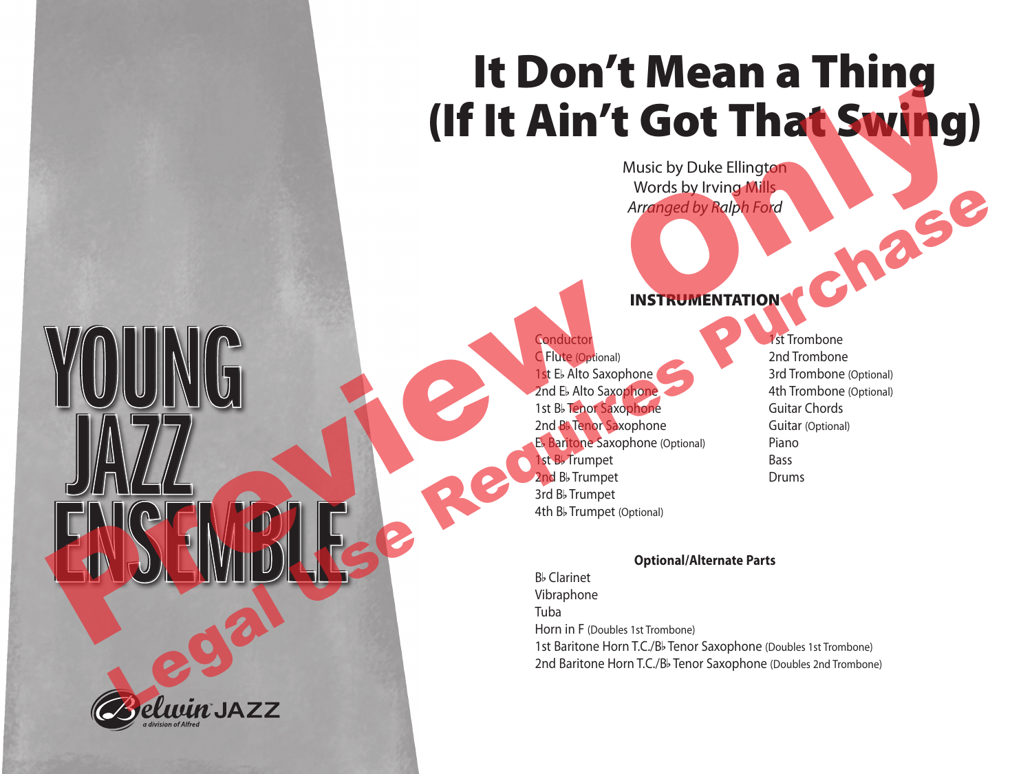# It Don't Mean a Thing (If It Ain't Got That Swing)

Music by Duke Ellington
Words by Irving Mills
*Arranged by Ralph Ford*

YOUNG JAZZ ENSEMBLE

## INSTRUMENTATION

- Conductor
- C Flute (Optional)
- 1st E♭ Alto Saxophone
- 2nd E♭ Alto Saxophone
- 1st B♭ Tenor Saxophone
- 2nd B♭ Tenor Saxophone
- E♭ Baritone Saxophone (Optional)
- 1st B♭ Trumpet
- 2nd B♭ Trumpet
- 3rd B♭ Trumpet
- 4th B♭ Trumpet (Optional)
- 1st Trombone
- 2nd Trombone
- 3rd Trombone (Optional)
- 4th Trombone (Optional)
- Guitar Chords
- Guitar (Optional)
- Piano
- Bass
- Drums

### Optional/Alternate Parts

- B♭ Clarinet
- Vibraphone
- Tuba
- Horn in F (Doubles 1st Trombone)
- 1st Baritone Horn T.C./B♭ Tenor Saxophone (Doubles 1st Trombone)
- 2nd Baritone Horn T.C./B♭ Tenor Saxophone (Doubles 2nd Trombone)

Belwin JAZZ
*a division of Alfred*

Preview Only
Legal Use Requires Purchase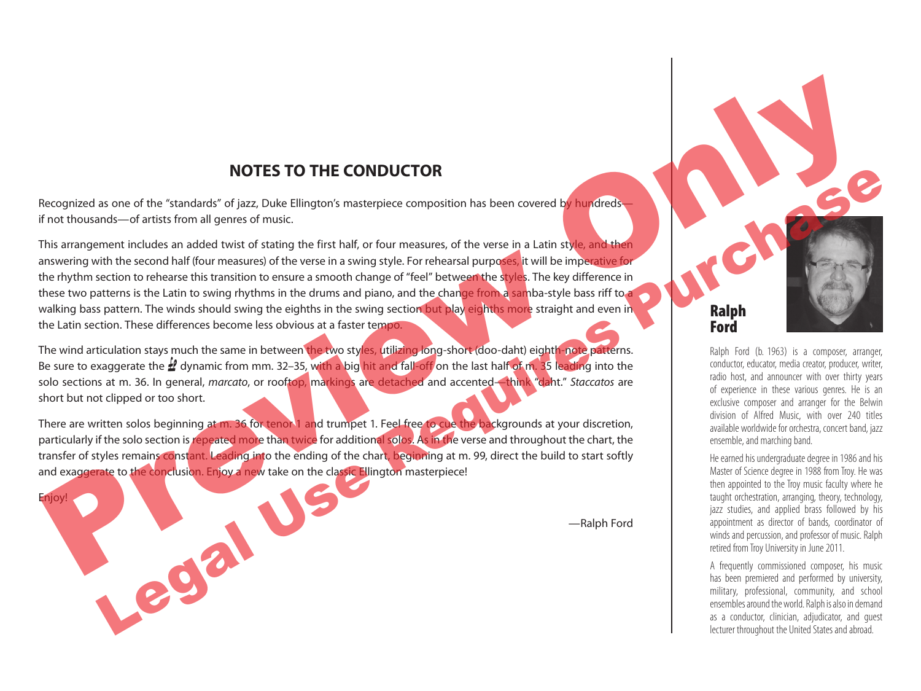## NOTES TO THE CONDUCTOR

Recognized as one of the "standards" of jazz, Duke Ellington's masterpiece composition has been covered by hundreds—if not thousands—of artists from all genres of music.

This arrangement includes an added twist of stating the first half, or four measures, of the verse in a Latin style, and then answering with the second half (four measures) of the verse in a swing style. For rehearsal purposes, it will be imperative for the rhythm section to rehearse this transition to ensure a smooth change of "feel" between the styles. The key difference in these two patterns is the Latin to swing rhythms in the drums and piano, and the change from a samba-style bass riff to a walking bass pattern. The winds should swing the eighths in the swing section but play eighths more straight and even in the Latin section. These differences become less obvious at a faster tempo.

The wind articulation stays much the same in between the two styles, utilizing long-short (doo-daht) eighth-note patterns. Be sure to exaggerate the *ff* dynamic from mm. 32–35, with a big hit and fall-off on the last half of m. 35 leading into the solo sections at m. 36. In general, *marcato*, or rooftop, markings are detached and accented—think "daht." *Staccatos* are short but not clipped or too short.

There are written solos beginning at m. 36 for tenor 1 and trumpet 1. Feel free to cue the backgrounds at your discretion, particularly if the solo section is repeated more than twice for additional solos. As in the verse and throughout the chart, the transfer of styles remains constant. Leading into the ending of the chart, beginning at m. 99, direct the build to start softly and exaggerate to the conclusion. Enjoy a new take on the classic Ellington masterpiece!

Enjoy!

—Ralph Ford

### Ralph Ford

Ralph Ford (b. 1963) is a composer, arranger, conductor, educator, media creator, producer, writer, radio host, and announcer with over thirty years of experience in these various genres. He is an exclusive composer and arranger for the Belwin division of Alfred Music, with over 240 titles available worldwide for orchestra, concert band, jazz ensemble, and marching band.

He earned his undergraduate degree in 1986 and his Master of Science degree in 1988 from Troy. He was then appointed to the Troy music faculty where he taught orchestration, arranging, theory, technology, jazz studies, and applied brass followed by his appointment as director of bands, coordinator of winds and percussion, and professor of music. Ralph retired from Troy University in June 2011.

A frequently commissioned composer, his music has been premiered and performed by university, military, professional, community, and school ensembles around the world. Ralph is also in demand as a conductor, clinician, adjudicator, and guest lecturer throughout the United States and abroad.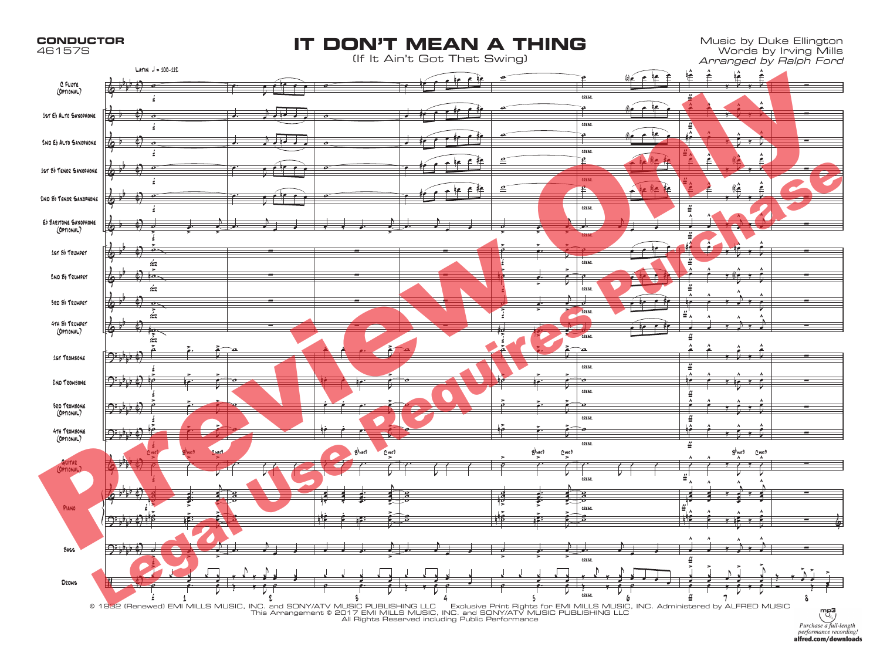**CONDUCTOR**
46157S

# IT DON'T MEAN A THING

(If It Ain't Got That Swing)

Music by Duke Ellington
Words by Irving Mills
*Arranged by Ralph Ford*

Latin ♩ = 100–112

C Flute (Optional)
1st E♭ Alto Saxophone
2nd E♭ Alto Saxophone
1st B♭ Tenor Saxophone
2nd B♭ Tenor Saxophone
E♭ Baritone Saxophone (Optional)
1st B♭ Trumpet
2nd B♭ Trumpet
3rd B♭ Trumpet
4th B♭ Trumpet (Optional)
1st Trombone
2nd Trombone
3rd Trombone (Optional)
4th Trombone (Optional)
Guitar (Optional)
Piano
Bass
Drums

Preview Only
Legal Use Requires Purchase

© 1932 (Renewed) EMI MILLS MUSIC, INC. and SONY/ATV MUSIC PUBLISHING LLC Exclusive Print Rights for EMI MILLS MUSIC, INC. Administered by ALFRED MUSIC
This Arrangement © 2017 EMI MILLS MUSIC, INC. and SONY/ATV MUSIC PUBLISHING LLC
All Rights Reserved including Public Performance

mp3
*Purchase a full-length performance recording!*
**alfred.com/downloads**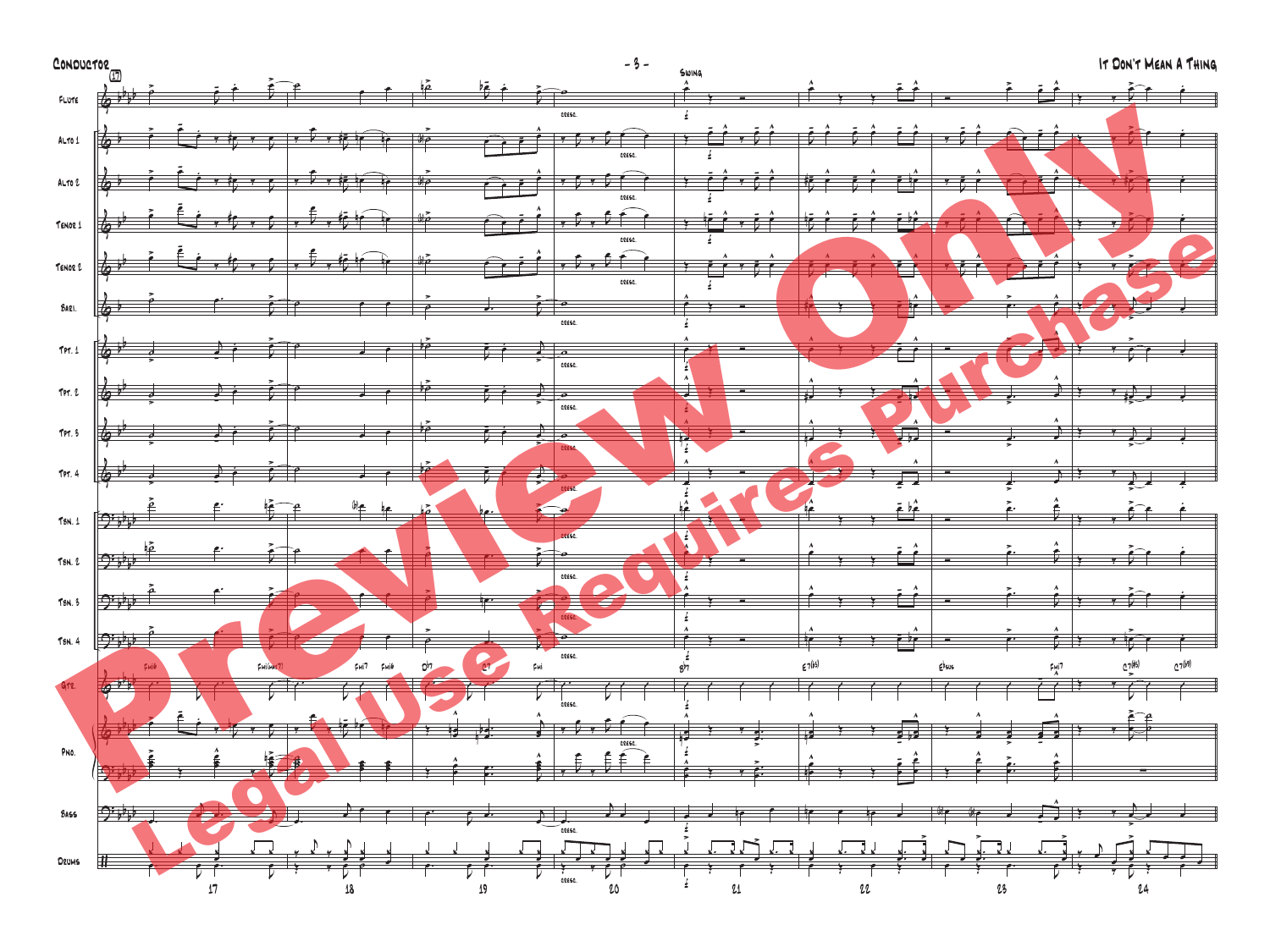Conductor

Swing

Flute

Alto 1

Alto 2

Tenor 1

Tenor 2

Bari.

Tpt. 1

Tpt. 2

Tpt. 3

Tpt. 4

Tbn. 1

Tbn. 2

Tbn. 3

Tbn. 4

Gtr.

Pno.

Bass

Drums

Preview Only

Legal Use Requires Purchase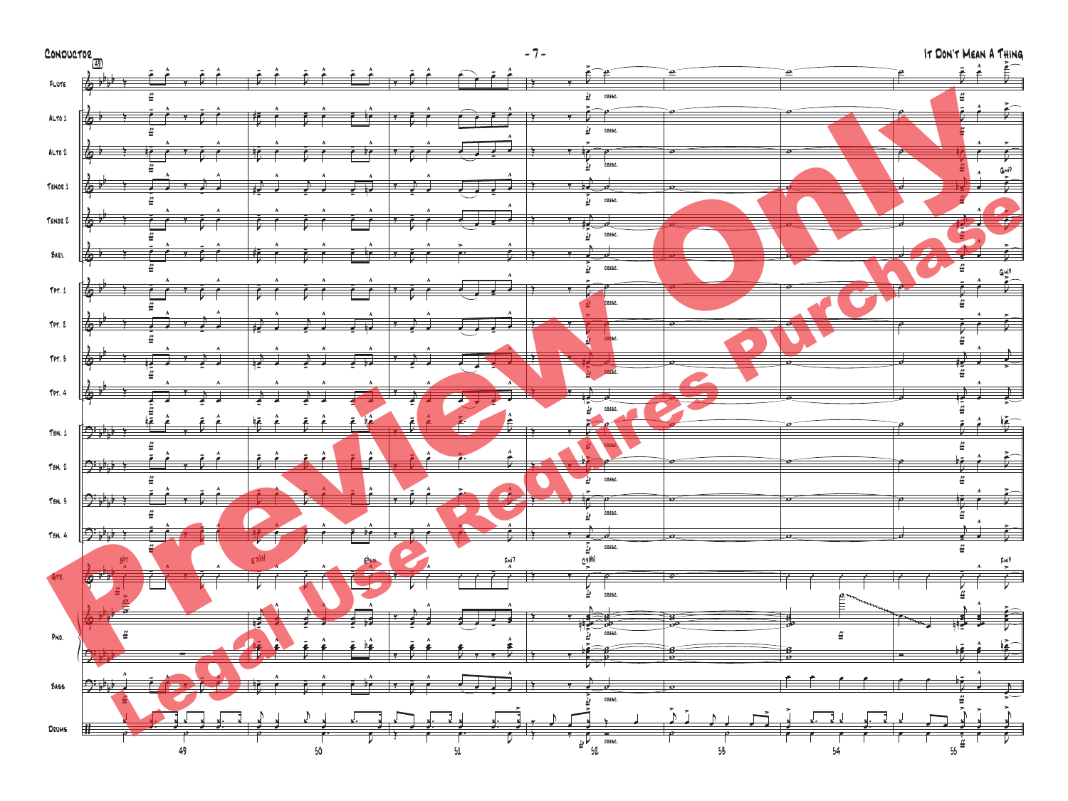Flute

Alto 1

Alto 2

Tenor 1

Tenor 2

Bari.

Tpt. 1

Tpt. 2

Tpt. 3

Tpt. 4

Tbn. 1

Tbn. 2

Tbn. 3

Tbn. 4

Gtr.

Pno.

Bass

Drums

49 50 51 52 53 54 55

G♭7 E7(♭5) E♭sus Fmi7 C9(#5) Fmi9 Gmi9

cresc.

Preview Only

Legal Use Requires Purchase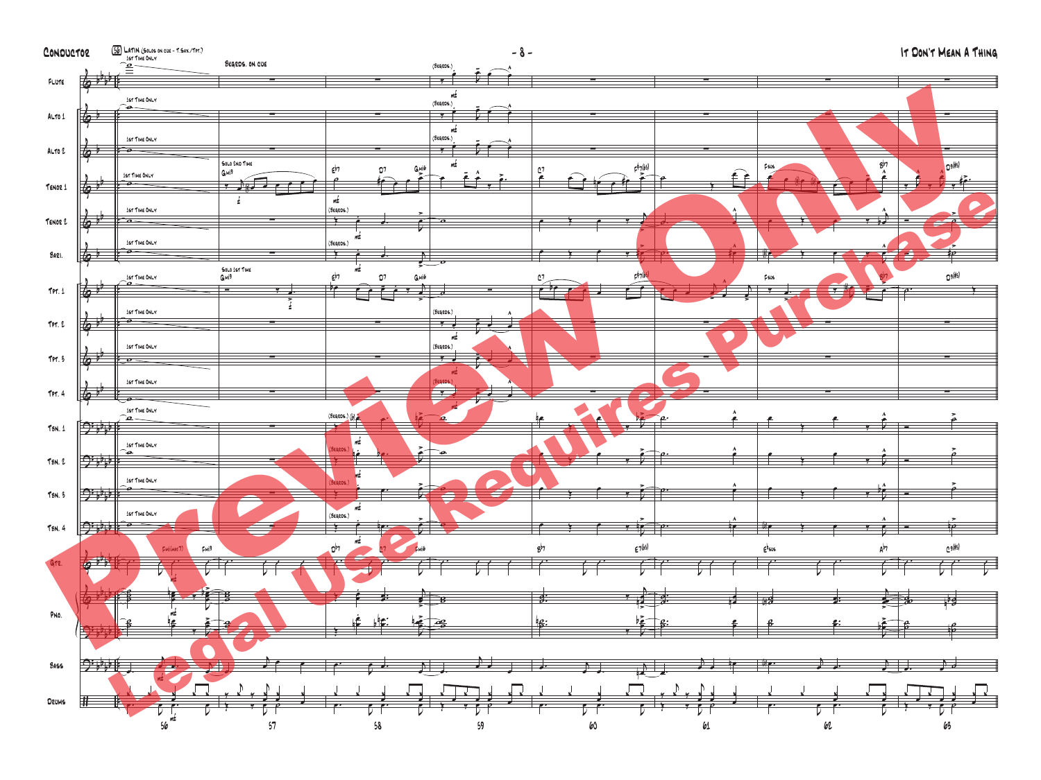56 LATIN (SOLOS ON CUE - T.SAX./TPT.)

| Instrument | Markings |
|---|---|
| FLUTE | 1ST TIME ONLY; BCKGRDS. ON CUE; (BCKGDS.) mf |
| ALTO 1 | 1ST TIME ONLY; (BCKGDS.) mf |
| ALTO 2 | 1ST TIME ONLY; (BCKGDS.) mf |
| TENOR 1 | 1ST TIME ONLY; SOLO 2ND TIME; Gmi9 mf; E♭7 D7 Gmi6 mf; C7 C♯7(♭5); Fsus B♭7 D9(♯5) |
| TENOR 2 | 1ST TIME ONLY; (BCKGDS.) mf |
| BARI. | 1ST TIME ONLY; (BCKGDS.) mf |
| TPT. 1 | 1ST TIME ONLY; SOLO 1ST TIME; Gmi9 mf; E♭7 D7 Gmi6; C7 C♯7(♭5); Fsus B♭7 D9(♯5) |
| TPT. 2 | 1ST TIME ONLY; (BCKGDS.) mf |
| TPT. 3 | 1ST TIME ONLY; (BCKGDS.) mf |
| TPT. 4 | 1ST TIME ONLY; (BCKGDS.) mf |
| TBN. 1 | 1ST TIME ONLY; (BCKGDS.) mf |
| TBN. 2 | 1ST TIME ONLY; (BCKGDS.) mf |
| TBN. 3 | 1ST TIME ONLY; (BCKGDS.) mf |
| TBN. 4 | 1ST TIME ONLY; (BCKGDS.) mf |
| GTR. | Fmi(maj7) Fmi9 mf; D♭7 C7 Fmi6; B♭7 E7(♭5); E♭sus A♭7 C9(♯5) |
| PNO. | mf |
| BASS | mf |
| DRUMS | mf |

Measures: 56 57 58 59 60 61 62 63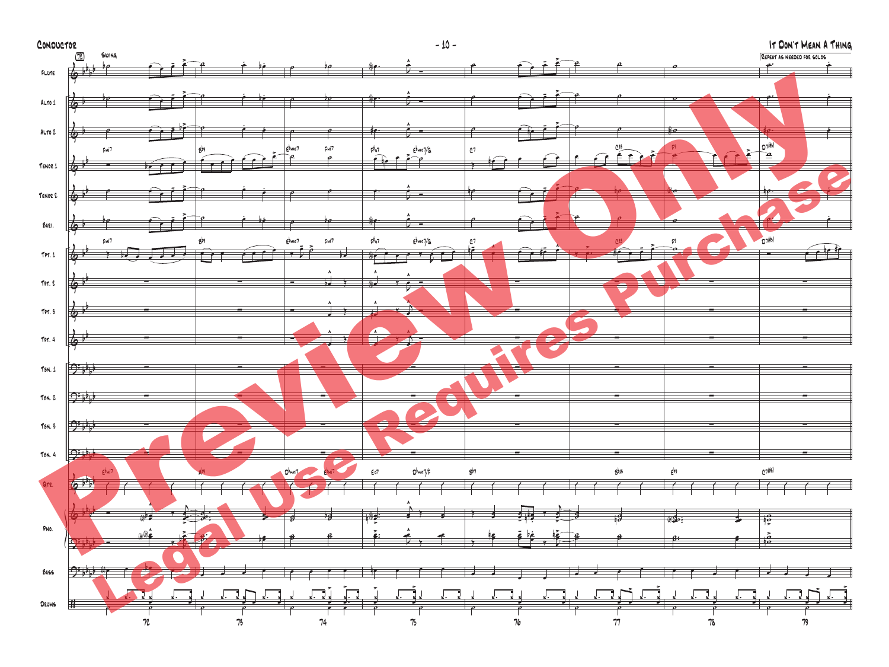Swing

Repeat as needed for solos

Flute

Alto 1

Alto 2

Tenor 1

Tenor 2

Bari.

Tpt. 1

Tpt. 2

Tpt. 3

Tpt. 4

Tbn. 1

Tbn. 2

Tbn. 3

Tbn. 4

Gtr.

Pno.

Bass

Drums

Preview Only

Legal Use Requires Purchase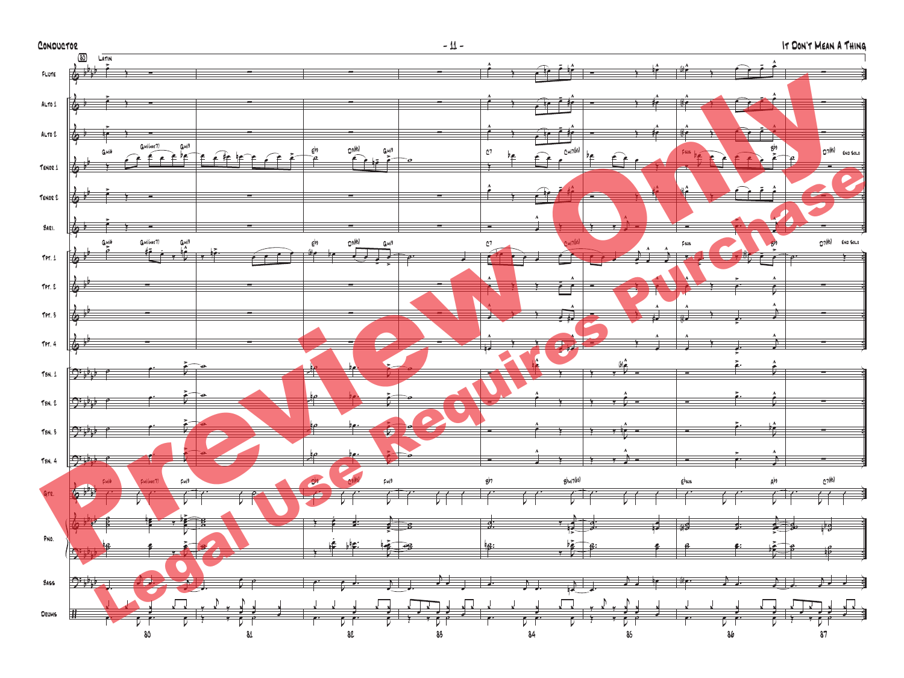Latin

Flute

Alto 1

Alto 2

Tenor 1

Tenor 2

Bari.

Tpt. 1

Tpt. 2

Tpt. 3

Tpt. 4

Tbn. 1

Tbn. 2

Tbn. 3

Tbn. 4

Gtr.

Pno.

Bass

Drums

Gmi6 Gmi(maj7) Gmi9 Eb9 D9(#5) Gmi9 C7 Cmi7(b5) Fsus Bb9 D7(#5) End Solo

Fmi6 Fmi(maj7) Fmi9 Db9 C9(#5) Fmi9 Bb7 Bbmi7(b5) Ebsus Ab9 C7(#5)

80 81 82 83 84 85 86 87

Preview Only

Legal Use Requires Purchase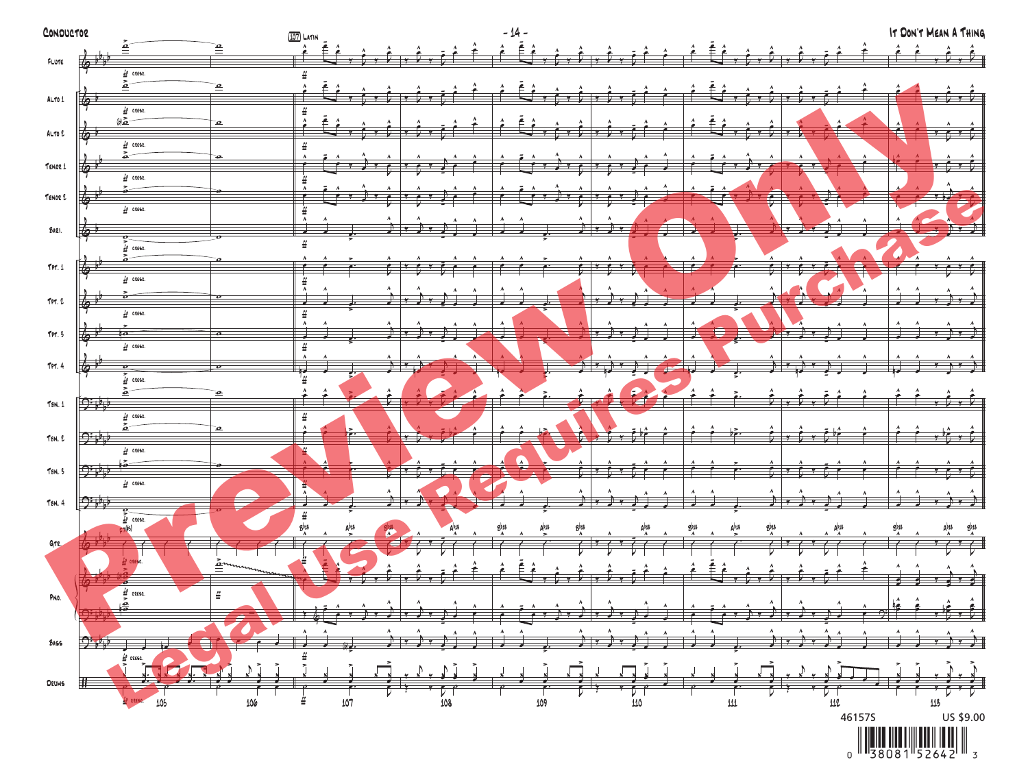Preview Only

Legal Use Requires Purchase

46157S

US $9.00